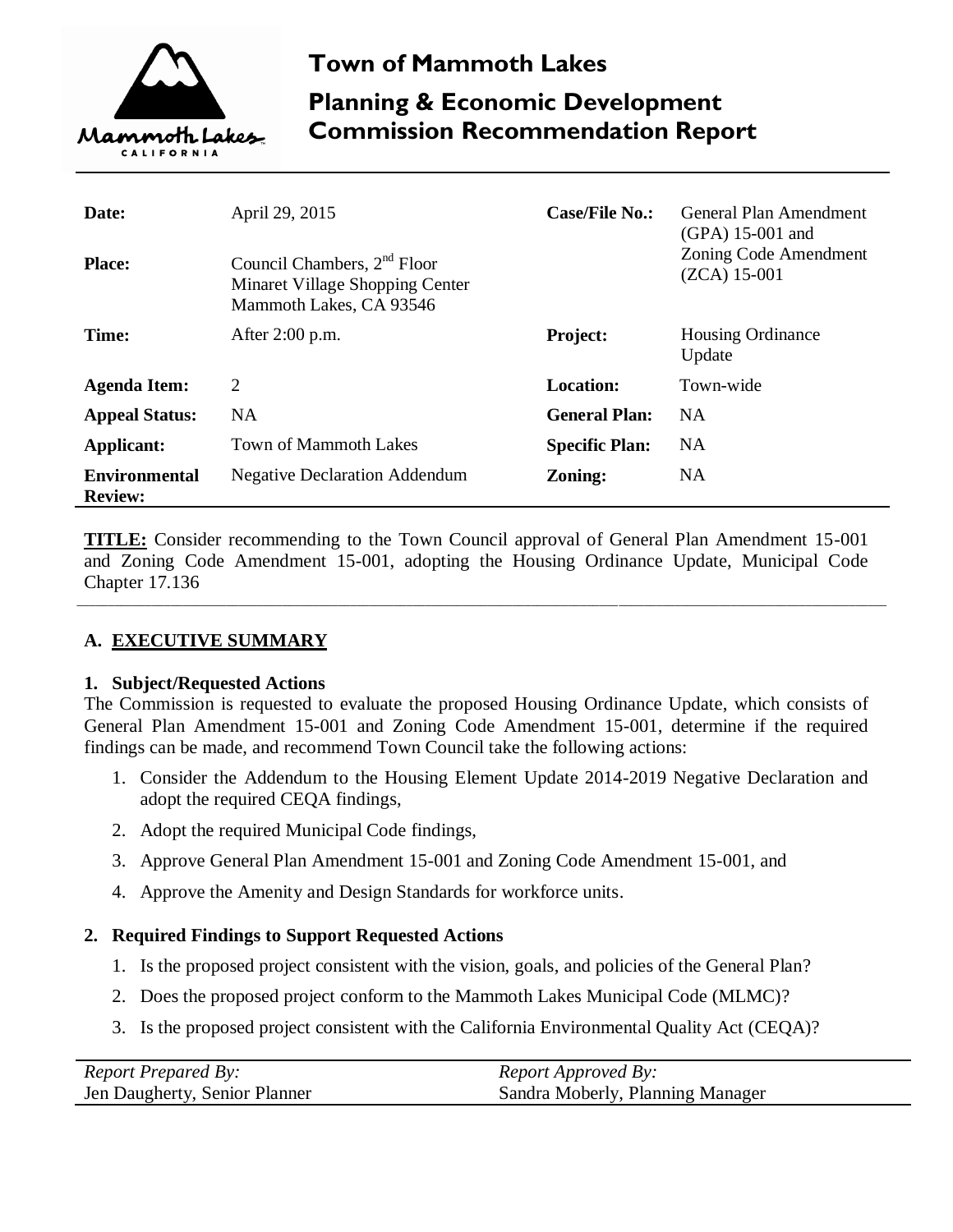# Town of Mammoth Lakes

## Planning & Economic Development Commission Recommendation Report

| | | | |
|---|---|---|---|
| **Date:** | April 29, 2015 | **Case/File No.:** | General Plan Amendment (GPA) 15-001 and Zoning Code Amendment (ZCA) 15-001 |
| **Place:** | Council Chambers, 2nd Floor Minaret Village Shopping Center Mammoth Lakes, CA 93546 | | |
| **Time:** | After 2:00 p.m. | **Project:** | Housing Ordinance Update |
| **Agenda Item:** | 2 | **Location:** | Town-wide |
| **Appeal Status:** | NA | **General Plan:** | NA |
| **Applicant:** | Town of Mammoth Lakes | **Specific Plan:** | NA |
| **Environmental Review:** | Negative Declaration Addendum | **Zoning:** | NA |

**TITLE:** Consider recommending to the Town Council approval of General Plan Amendment 15-001 and Zoning Code Amendment 15-001, adopting the Housing Ordinance Update, Municipal Code Chapter 17.136

## A. EXECUTIVE SUMMARY

### 1. Subject/Requested Actions

The Commission is requested to evaluate the proposed Housing Ordinance Update, which consists of General Plan Amendment 15-001 and Zoning Code Amendment 15-001, determine if the required findings can be made, and recommend Town Council take the following actions:

1. Consider the Addendum to the Housing Element Update 2014-2019 Negative Declaration and adopt the required CEQA findings,
2. Adopt the required Municipal Code findings,
3. Approve General Plan Amendment 15-001 and Zoning Code Amendment 15-001, and
4. Approve the Amenity and Design Standards for workforce units.

### 2. Required Findings to Support Requested Actions

1. Is the proposed project consistent with the vision, goals, and policies of the General Plan?
2. Does the proposed project conform to the Mammoth Lakes Municipal Code (MLMC)?
3. Is the proposed project consistent with the California Environmental Quality Act (CEQA)?

| *Report Prepared By:* | *Report Approved By:* |
|---|---|
| Jen Daugherty, Senior Planner | Sandra Moberly, Planning Manager |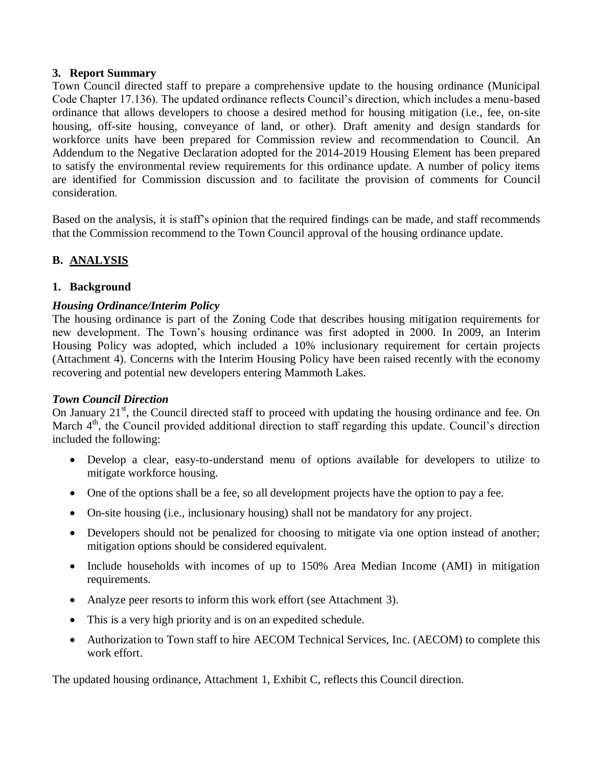### 3. Report Summary

Town Council directed staff to prepare a comprehensive update to the housing ordinance (Municipal Code Chapter 17.136). The updated ordinance reflects Council's direction, which includes a menu-based ordinance that allows developers to choose a desired method for housing mitigation (i.e., fee, on-site housing, off-site housing, conveyance of land, or other). Draft amenity and design standards for workforce units have been prepared for Commission review and recommendation to Council. An Addendum to the Negative Declaration adopted for the 2014-2019 Housing Element has been prepared to satisfy the environmental review requirements for this ordinance update. A number of policy items are identified for Commission discussion and to facilitate the provision of comments for Council consideration.

Based on the analysis, it is staff's opinion that the required findings can be made, and staff recommends that the Commission recommend to the Town Council approval of the housing ordinance update.

## B. ANALYSIS

### 1. Background

***Housing Ordinance/Interim Policy***

The housing ordinance is part of the Zoning Code that describes housing mitigation requirements for new development. The Town's housing ordinance was first adopted in 2000. In 2009, an Interim Housing Policy was adopted, which included a 10% inclusionary requirement for certain projects (Attachment 4). Concerns with the Interim Housing Policy have been raised recently with the economy recovering and potential new developers entering Mammoth Lakes.

***Town Council Direction***

On January 21st, the Council directed staff to proceed with updating the housing ordinance and fee. On March 4th, the Council provided additional direction to staff regarding this update. Council's direction included the following:

- Develop a clear, easy-to-understand menu of options available for developers to utilize to mitigate workforce housing.
- One of the options shall be a fee, so all development projects have the option to pay a fee.
- On-site housing (i.e., inclusionary housing) shall not be mandatory for any project.
- Developers should not be penalized for choosing to mitigate via one option instead of another; mitigation options should be considered equivalent.
- Include households with incomes of up to 150% Area Median Income (AMI) in mitigation requirements.
- Analyze peer resorts to inform this work effort (see Attachment 3).
- This is a very high priority and is on an expedited schedule.
- Authorization to Town staff to hire AECOM Technical Services, Inc. (AECOM) to complete this work effort.

The updated housing ordinance, Attachment 1, Exhibit C, reflects this Council direction.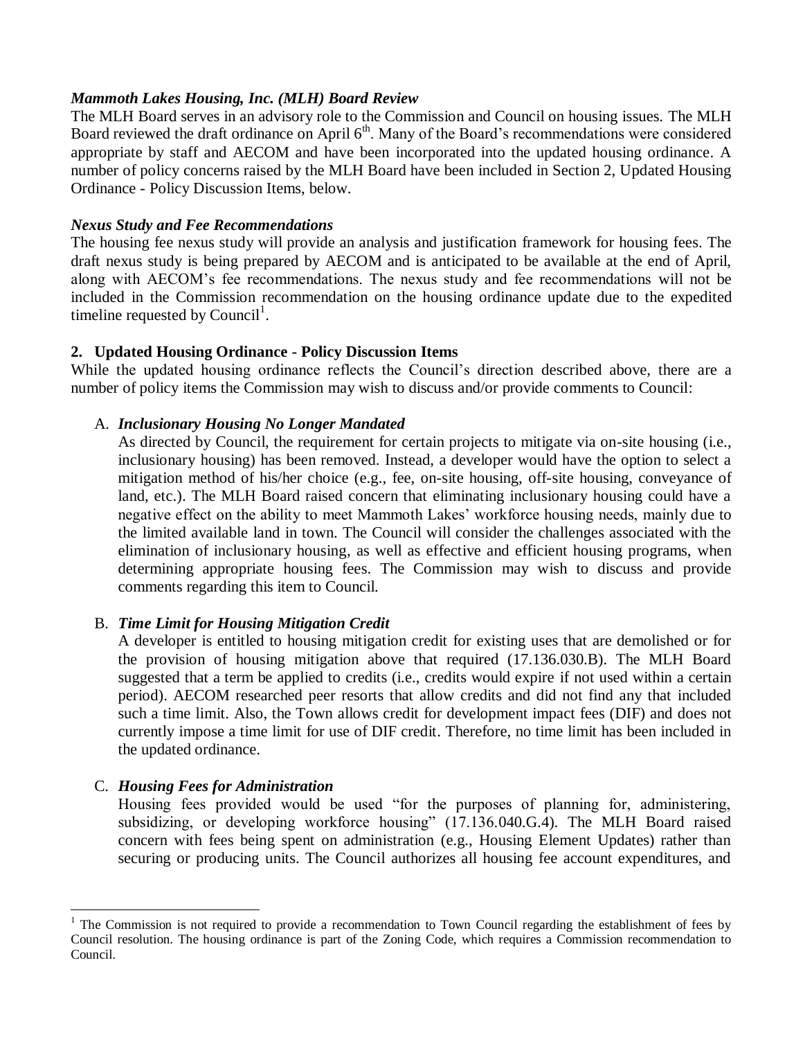***Mammoth Lakes Housing, Inc. (MLH) Board Review***

The MLH Board serves in an advisory role to the Commission and Council on housing issues. The MLH Board reviewed the draft ordinance on April 6th. Many of the Board's recommendations were considered appropriate by staff and AECOM and have been incorporated into the updated housing ordinance. A number of policy concerns raised by the MLH Board have been included in Section 2, Updated Housing Ordinance - Policy Discussion Items, below.

***Nexus Study and Fee Recommendations***

The housing fee nexus study will provide an analysis and justification framework for housing fees. The draft nexus study is being prepared by AECOM and is anticipated to be available at the end of April, along with AECOM's fee recommendations. The nexus study and fee recommendations will not be included in the Commission recommendation on the housing ordinance update due to the expedited timeline requested by Council[1].

**2. Updated Housing Ordinance - Policy Discussion Items**

While the updated housing ordinance reflects the Council's direction described above, there are a number of policy items the Commission may wish to discuss and/or provide comments to Council:

A. ***Inclusionary Housing No Longer Mandated***

As directed by Council, the requirement for certain projects to mitigate via on-site housing (i.e., inclusionary housing) has been removed. Instead, a developer would have the option to select a mitigation method of his/her choice (e.g., fee, on-site housing, off-site housing, conveyance of land, etc.). The MLH Board raised concern that eliminating inclusionary housing could have a negative effect on the ability to meet Mammoth Lakes' workforce housing needs, mainly due to the limited available land in town. The Council will consider the challenges associated with the elimination of inclusionary housing, as well as effective and efficient housing programs, when determining appropriate housing fees. The Commission may wish to discuss and provide comments regarding this item to Council.

B. ***Time Limit for Housing Mitigation Credit***

A developer is entitled to housing mitigation credit for existing uses that are demolished or for the provision of housing mitigation above that required (17.136.030.B). The MLH Board suggested that a term be applied to credits (i.e., credits would expire if not used within a certain period). AECOM researched peer resorts that allow credits and did not find any that included such a time limit. Also, the Town allows credit for development impact fees (DIF) and does not currently impose a time limit for use of DIF credit. Therefore, no time limit has been included in the updated ordinance.

C. ***Housing Fees for Administration***

Housing fees provided would be used "for the purposes of planning for, administering, subsidizing, or developing workforce housing" (17.136.040.G.4). The MLH Board raised concern with fees being spent on administration (e.g., Housing Element Updates) rather than securing or producing units. The Council authorizes all housing fee account expenditures, and

---

[1] The Commission is not required to provide a recommendation to Town Council regarding the establishment of fees by Council resolution. The housing ordinance is part of the Zoning Code, which requires a Commission recommendation to Council.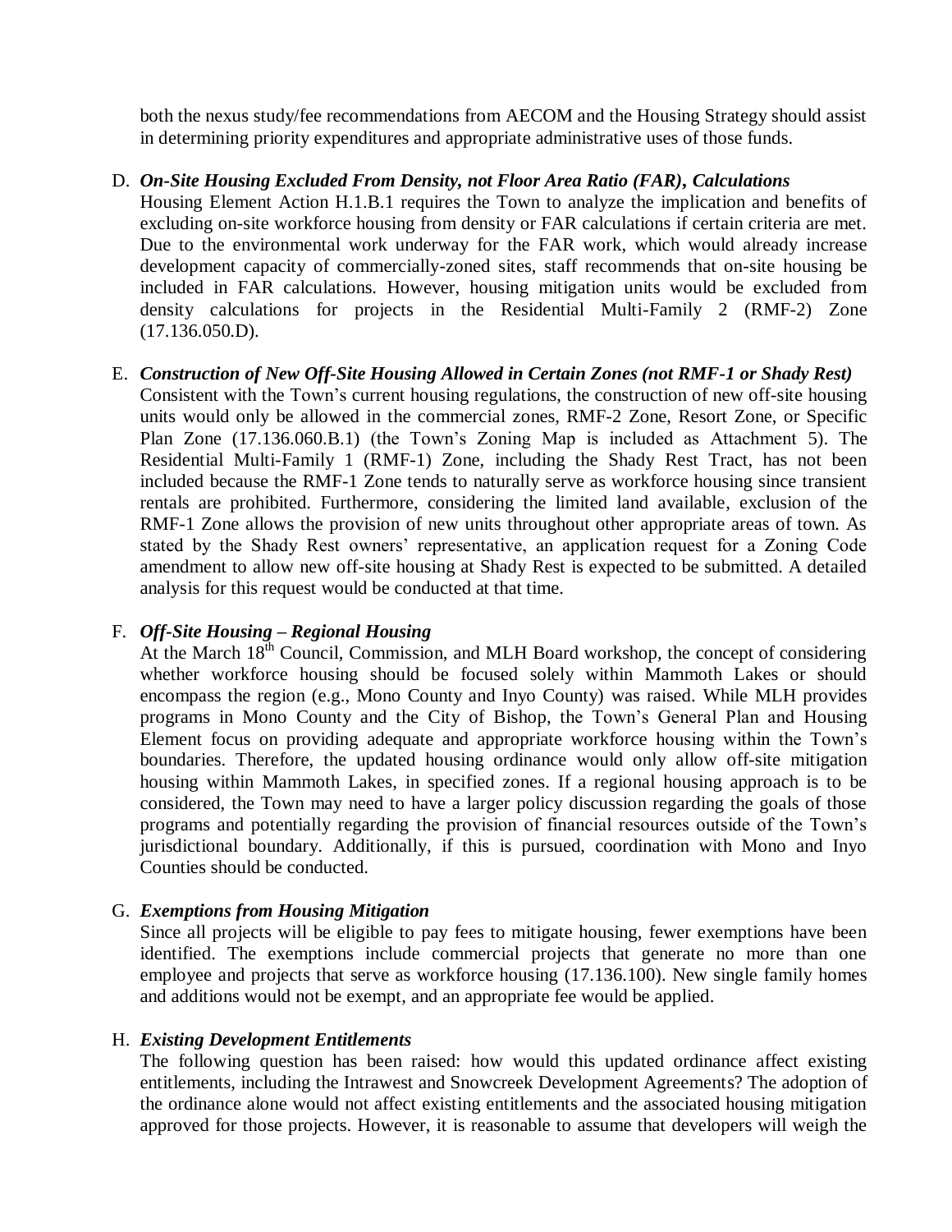both the nexus study/fee recommendations from AECOM and the Housing Strategy should assist in determining priority expenditures and appropriate administrative uses of those funds.

D. ***On-Site Housing Excluded From Density, not Floor Area Ratio (FAR), Calculations***
   Housing Element Action H.1.B.1 requires the Town to analyze the implication and benefits of excluding on-site workforce housing from density or FAR calculations if certain criteria are met. Due to the environmental work underway for the FAR work, which would already increase development capacity of commercially-zoned sites, staff recommends that on-site housing be included in FAR calculations. However, housing mitigation units would be excluded from density calculations for projects in the Residential Multi-Family 2 (RMF-2) Zone (17.136.050.D).

E. ***Construction of New Off-Site Housing Allowed in Certain Zones (not RMF-1 or Shady Rest)***
   Consistent with the Town's current housing regulations, the construction of new off-site housing units would only be allowed in the commercial zones, RMF-2 Zone, Resort Zone, or Specific Plan Zone (17.136.060.B.1) (the Town's Zoning Map is included as Attachment 5). The Residential Multi-Family 1 (RMF-1) Zone, including the Shady Rest Tract, has not been included because the RMF-1 Zone tends to naturally serve as workforce housing since transient rentals are prohibited. Furthermore, considering the limited land available, exclusion of the RMF-1 Zone allows the provision of new units throughout other appropriate areas of town. As stated by the Shady Rest owners' representative, an application request for a Zoning Code amendment to allow new off-site housing at Shady Rest is expected to be submitted. A detailed analysis for this request would be conducted at that time.

F. ***Off-Site Housing – Regional Housing***
   At the March 18th Council, Commission, and MLH Board workshop, the concept of considering whether workforce housing should be focused solely within Mammoth Lakes or should encompass the region (e.g., Mono County and Inyo County) was raised. While MLH provides programs in Mono County and the City of Bishop, the Town's General Plan and Housing Element focus on providing adequate and appropriate workforce housing within the Town's boundaries. Therefore, the updated housing ordinance would only allow off-site mitigation housing within Mammoth Lakes, in specified zones. If a regional housing approach is to be considered, the Town may need to have a larger policy discussion regarding the goals of those programs and potentially regarding the provision of financial resources outside of the Town's jurisdictional boundary. Additionally, if this is pursued, coordination with Mono and Inyo Counties should be conducted.

G. ***Exemptions from Housing Mitigation***
   Since all projects will be eligible to pay fees to mitigate housing, fewer exemptions have been identified. The exemptions include commercial projects that generate no more than one employee and projects that serve as workforce housing (17.136.100). New single family homes and additions would not be exempt, and an appropriate fee would be applied.

H. ***Existing Development Entitlements***
   The following question has been raised: how would this updated ordinance affect existing entitlements, including the Intrawest and Snowcreek Development Agreements? The adoption of the ordinance alone would not affect existing entitlements and the associated housing mitigation approved for those projects. However, it is reasonable to assume that developers will weigh the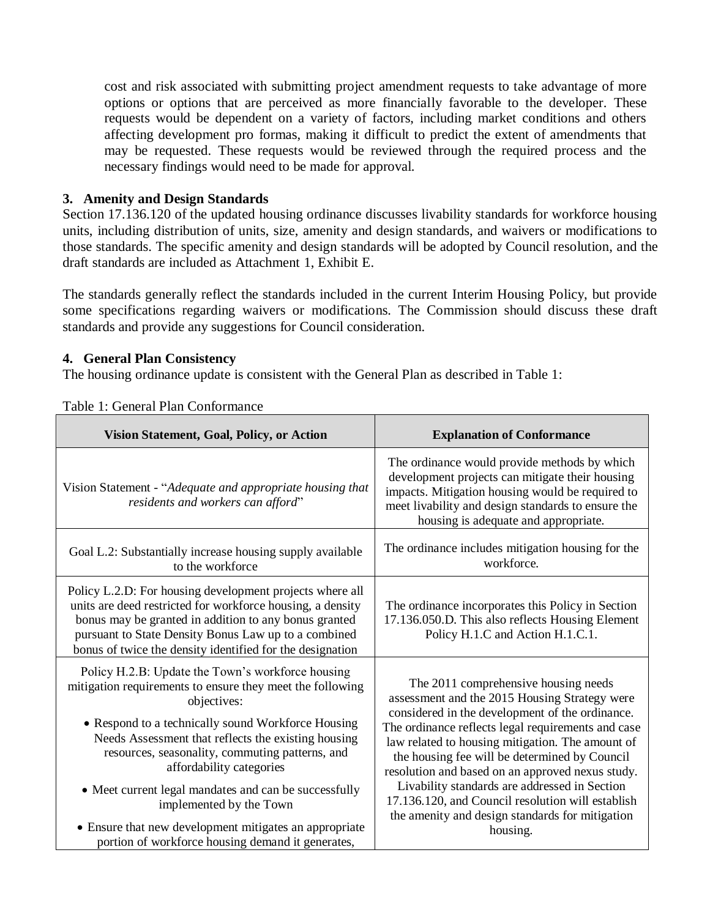cost and risk associated with submitting project amendment requests to take advantage of more options or options that are perceived as more financially favorable to the developer. These requests would be dependent on a variety of factors, including market conditions and others affecting development pro formas, making it difficult to predict the extent of amendments that may be requested. These requests would be reviewed through the required process and the necessary findings would need to be made for approval.

### 3. Amenity and Design Standards

Section 17.136.120 of the updated housing ordinance discusses livability standards for workforce housing units, including distribution of units, size, amenity and design standards, and waivers or modifications to those standards. The specific amenity and design standards will be adopted by Council resolution, and the draft standards are included as Attachment 1, Exhibit E.

The standards generally reflect the standards included in the current Interim Housing Policy, but provide some specifications regarding waivers or modifications. The Commission should discuss these draft standards and provide any suggestions for Council consideration.

### 4. General Plan Consistency

The housing ordinance update is consistent with the General Plan as described in Table 1:

Table 1: General Plan Conformance

| Vision Statement, Goal, Policy, or Action | Explanation of Conformance |
|---|---|
| Vision Statement - "*Adequate and appropriate housing that residents and workers can afford*" | The ordinance would provide methods by which development projects can mitigate their housing impacts. Mitigation housing would be required to meet livability and design standards to ensure the housing is adequate and appropriate. |
| Goal L.2: Substantially increase housing supply available to the workforce | The ordinance includes mitigation housing for the workforce. |
| Policy L.2.D: For housing development projects where all units are deed restricted for workforce housing, a density bonus may be granted in addition to any bonus granted pursuant to State Density Bonus Law up to a combined bonus of twice the density identified for the designation | The ordinance incorporates this Policy in Section 17.136.050.D. This also reflects Housing Element Policy H.1.C and Action H.1.C.1. |
| Policy H.2.B: Update the Town's workforce housing mitigation requirements to ensure they meet the following objectives:<br>• Respond to a technically sound Workforce Housing Needs Assessment that reflects the existing housing resources, seasonality, commuting patterns, and affordability categories<br>• Meet current legal mandates and can be successfully implemented by the Town<br>• Ensure that new development mitigates an appropriate portion of workforce housing demand it generates, | The 2011 comprehensive housing needs assessment and the 2015 Housing Strategy were considered in the development of the ordinance. The ordinance reflects legal requirements and case law related to housing mitigation. The amount of the housing fee will be determined by Council resolution and based on an approved nexus study. Livability standards are addressed in Section 17.136.120, and Council resolution will establish the amenity and design standards for mitigation housing. |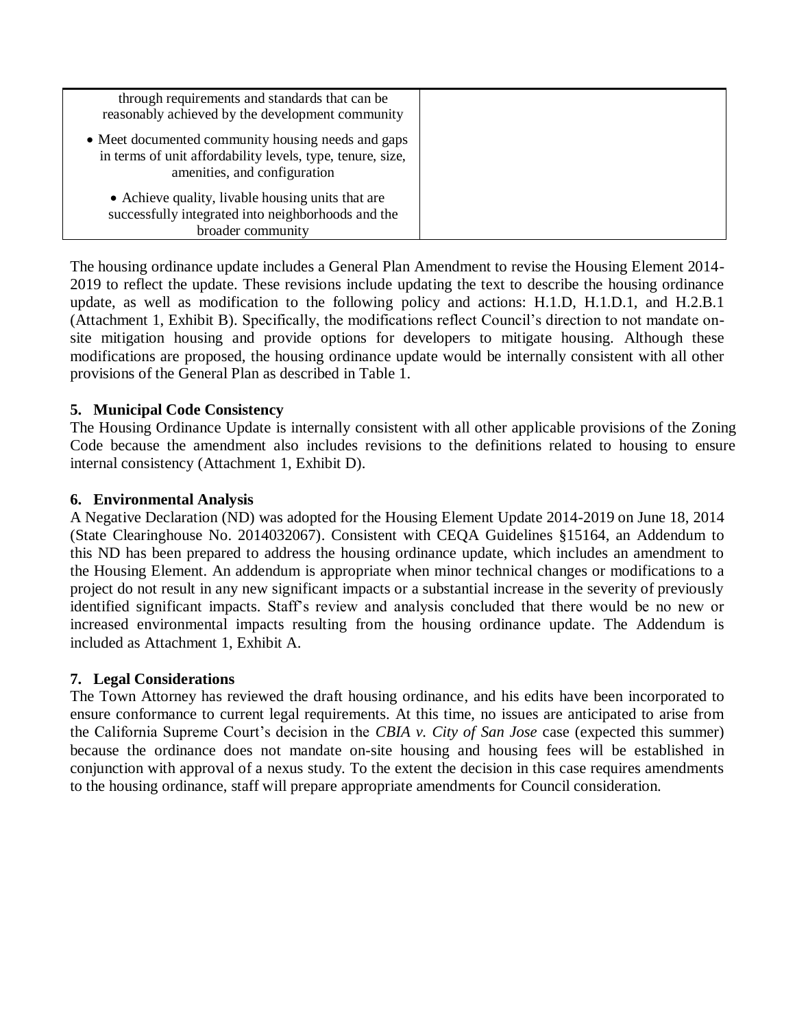| | |
|---|---|
| through requirements and standards that can be reasonably achieved by the development community<br>• Meet documented community housing needs and gaps in terms of unit affordability levels, type, tenure, size, amenities, and configuration<br>• Achieve quality, livable housing units that are successfully integrated into neighborhoods and the broader community | |

The housing ordinance update includes a General Plan Amendment to revise the Housing Element 2014-2019 to reflect the update. These revisions include updating the text to describe the housing ordinance update, as well as modification to the following policy and actions: H.1.D, H.1.D.1, and H.2.B.1 (Attachment 1, Exhibit B). Specifically, the modifications reflect Council's direction to not mandate on-site mitigation housing and provide options for developers to mitigate housing. Although these modifications are proposed, the housing ordinance update would be internally consistent with all other provisions of the General Plan as described in Table 1.

**5. Municipal Code Consistency**

The Housing Ordinance Update is internally consistent with all other applicable provisions of the Zoning Code because the amendment also includes revisions to the definitions related to housing to ensure internal consistency (Attachment 1, Exhibit D).

**6. Environmental Analysis**

A Negative Declaration (ND) was adopted for the Housing Element Update 2014-2019 on June 18, 2014 (State Clearinghouse No. 2014032067). Consistent with CEQA Guidelines §15164, an Addendum to this ND has been prepared to address the housing ordinance update, which includes an amendment to the Housing Element. An addendum is appropriate when minor technical changes or modifications to a project do not result in any new significant impacts or a substantial increase in the severity of previously identified significant impacts. Staff's review and analysis concluded that there would be no new or increased environmental impacts resulting from the housing ordinance update. The Addendum is included as Attachment 1, Exhibit A.

**7. Legal Considerations**

The Town Attorney has reviewed the draft housing ordinance, and his edits have been incorporated to ensure conformance to current legal requirements. At this time, no issues are anticipated to arise from the California Supreme Court's decision in the *CBIA v. City of San Jose* case (expected this summer) because the ordinance does not mandate on-site housing and housing fees will be established in conjunction with approval of a nexus study. To the extent the decision in this case requires amendments to the housing ordinance, staff will prepare appropriate amendments for Council consideration.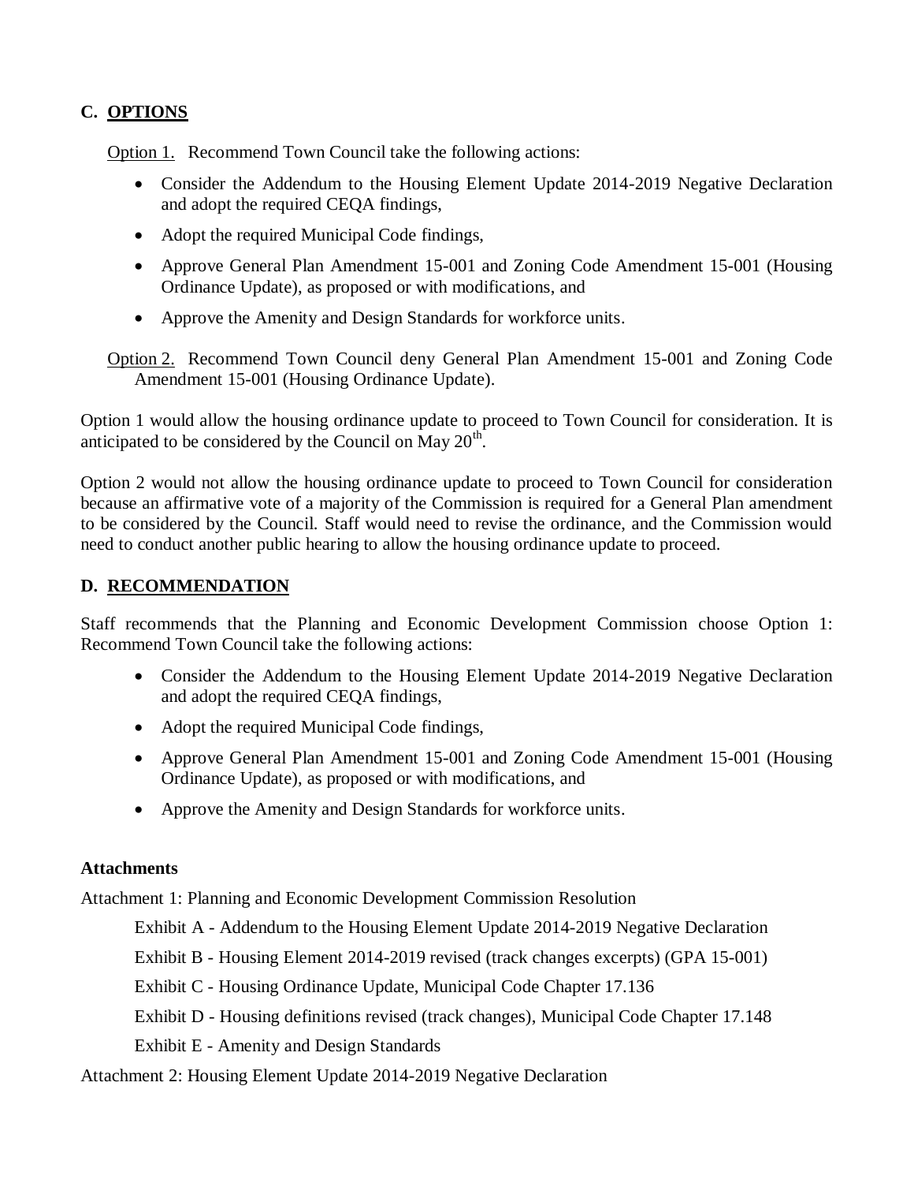## C. <u>OPTIONS</u>

<u>Option 1.</u> Recommend Town Council take the following actions:

- Consider the Addendum to the Housing Element Update 2014-2019 Negative Declaration and adopt the required CEQA findings,
- Adopt the required Municipal Code findings,
- Approve General Plan Amendment 15-001 and Zoning Code Amendment 15-001 (Housing Ordinance Update), as proposed or with modifications, and
- Approve the Amenity and Design Standards for workforce units.

<u>Option 2.</u> Recommend Town Council deny General Plan Amendment 15-001 and Zoning Code Amendment 15-001 (Housing Ordinance Update).

Option 1 would allow the housing ordinance update to proceed to Town Council for consideration. It is anticipated to be considered by the Council on May 20th.

Option 2 would not allow the housing ordinance update to proceed to Town Council for consideration because an affirmative vote of a majority of the Commission is required for a General Plan amendment to be considered by the Council. Staff would need to revise the ordinance, and the Commission would need to conduct another public hearing to allow the housing ordinance update to proceed.

## D. <u>RECOMMENDATION</u>

Staff recommends that the Planning and Economic Development Commission choose Option 1: Recommend Town Council take the following actions:

- Consider the Addendum to the Housing Element Update 2014-2019 Negative Declaration and adopt the required CEQA findings,
- Adopt the required Municipal Code findings,
- Approve General Plan Amendment 15-001 and Zoning Code Amendment 15-001 (Housing Ordinance Update), as proposed or with modifications, and
- Approve the Amenity and Design Standards for workforce units.

**Attachments**

Attachment 1: Planning and Economic Development Commission Resolution

Exhibit A - Addendum to the Housing Element Update 2014-2019 Negative Declaration

Exhibit B - Housing Element 2014-2019 revised (track changes excerpts) (GPA 15-001)

Exhibit C - Housing Ordinance Update, Municipal Code Chapter 17.136

Exhibit D - Housing definitions revised (track changes), Municipal Code Chapter 17.148

Exhibit E - Amenity and Design Standards

Attachment 2: Housing Element Update 2014-2019 Negative Declaration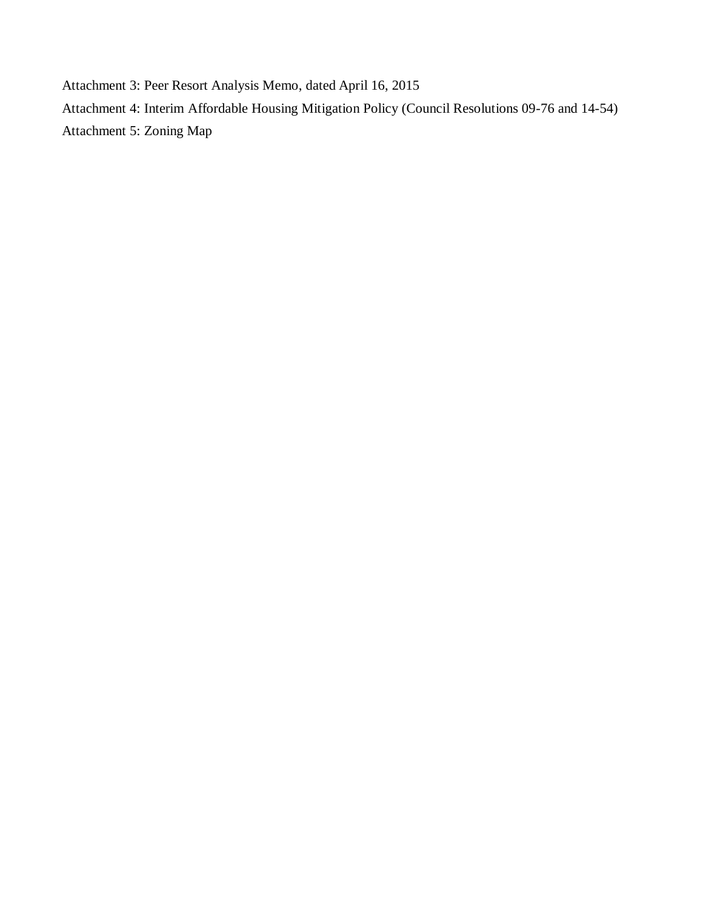Attachment 3: Peer Resort Analysis Memo, dated April 16, 2015

Attachment 4: Interim Affordable Housing Mitigation Policy (Council Resolutions 09-76 and 14-54)

Attachment 5: Zoning Map